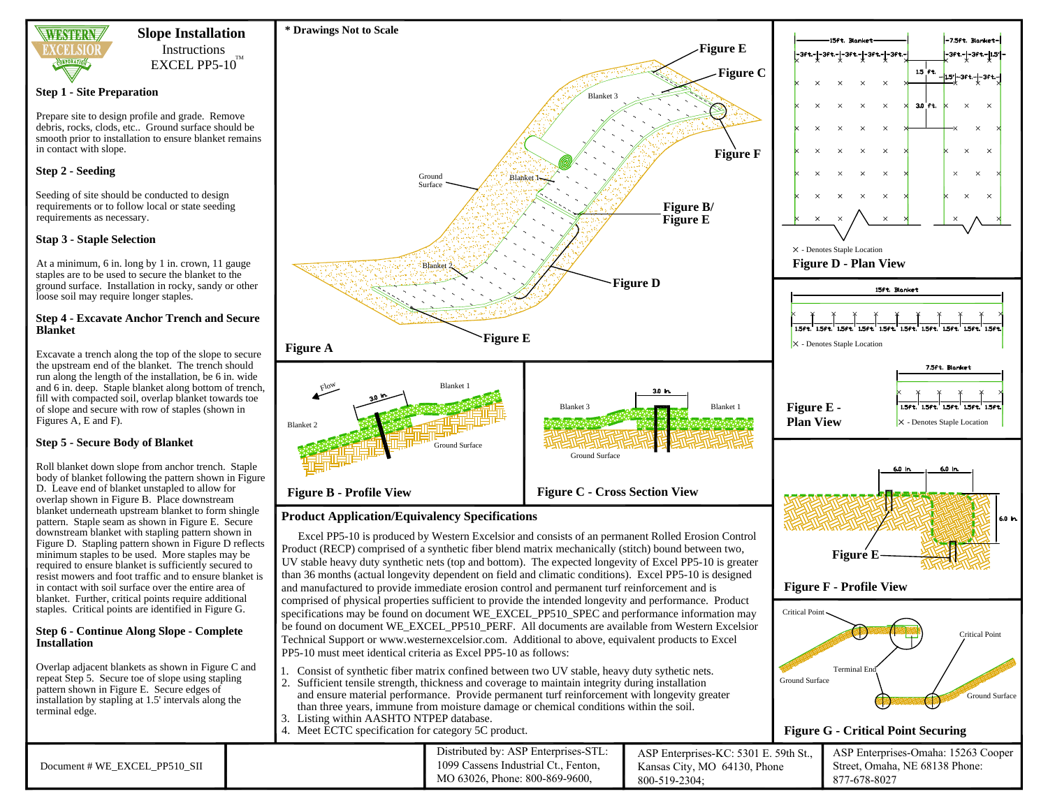# Slope Installation

Instructions

EXCEL PP5-10™

## Step 1 - Site Preparation

Prepare site to design profile and grade. Remove debris, rocks, clods, etc.. Ground surface should be smooth prior to installation to ensure blanket remains in contact with slope.

## Step 2 - Seeding

Seeding of site should be conducted to design requirements or to follow local or state seeding requirements as necessary.

## Stap 3 - Staple Selection

At a minimum, 6 in. long by 1 in. crown, 11 gauge staples are to be used to secure the blanket to the ground surface. Installation in rocky, sandy or other loose soil may require longer staples.

## Step 4 - Excavate Anchor Trench and Secure Blanket

Excavate a trench along the top of the slope to secure the upstream end of the blanket. The trench should run along the length of the installation, be 6 in. wide and 6 in. deep. Staple blanket along bottom of trench, fill with compacted soil, overlap blanket towards toe of slope and secure with row of staples (shown in Figures A, E and F).

## Step 5 - Secure Body of Blanket

Roll blanket down slope from anchor trench. Staple body of blanket following the pattern shown in Figure D. Leave end of blanket unstapled to allow for overlap shown in Figure B. Place downstream blanket underneath upstream blanket to form shingle pattern. Staple seam as shown in Figure E. Secure downstream blanket with stapling pattern shown in Figure D. Stapling pattern shown in Figure D reflects minimum staples to be used. More staples may be required to ensure blanket is sufficiently secured to resist mowers and foot traffic and to ensure blanket is in contact with soil surface over the entire area of blanket. Further, critical points require additional staples. Critical points are identified in Figure G.

## Step 6 - Continue Along Slope - Complete Installation

Overlap adjacent blankets as shown in Figure C and repeat Step 5. Secure toe of slope using stapling pattern shown in Figure E. Secure edges of installation by stapling at 1.5' intervals along the terminal edge.

\* Drawings Not to Scale

Figure A

Figure B - Profile View

Figure C - Cross Section View

Figure D - Plan View

Figure E - Plan View

Figure F - Profile View

Figure G - Critical Point Securing

## Product Application/Equivalency Specifications

Excel PP5-10 is produced by Western Excelsior and consists of an permanent Rolled Erosion Control Product (RECP) comprised of a synthetic fiber blend matrix mechanically (stitch) bound between two, UV stable heavy duty synthetic nets (top and bottom). The expected longevity of Excel PP5-10 is greater than 36 months (actual longevity dependent on field and climatic conditions). Excel PP5-10 is designed and manufactured to provide immediate erosion control and permanent turf reinforcement and is comprised of physical properties sufficient to provide the intended longevity and performance. Product specifications may be found on document WE_EXCEL_PP510_SPEC and performance information may be found on document WE_EXCEL_PP510_PERF. All documents are available from Western Excelsior Technical Support or www.westernexcelsior.com. Additional to above, equivalent products to Excel PP5-10 must meet identical criteria as Excel PP5-10 as follows:

1. Consist of synthetic fiber matrix confined between two UV stable, heavy duty sythetic nets.
2. Sufficient tensile strength, thickness and coverage to maintain integrity during installation and ensure material performance. Provide permanent turf reinforcement with longevity greater than three years, minimum damage or chemical conditions within the soil.
3. Listing within AASHTO NTPEP database.
4. Meet ECTC specification for category 5C product.

| Document # WE_EXCEL_PP510_SII | | Distributed by: ASP Enterprises-STL: 1099 Cassens Industrial Ct., Fenton, MO 63026, Phone: 800-869-9600, | ASP Enterprises-KC: 5301 E. 59th St., Kansas City, MO 64130, Phone 800-519-2304; | ASP Enterprises-Omaha: 15263 Cooper Street, Omaha, NE 68138 Phone: 877-678-8027 |
|---|---|---|---|---|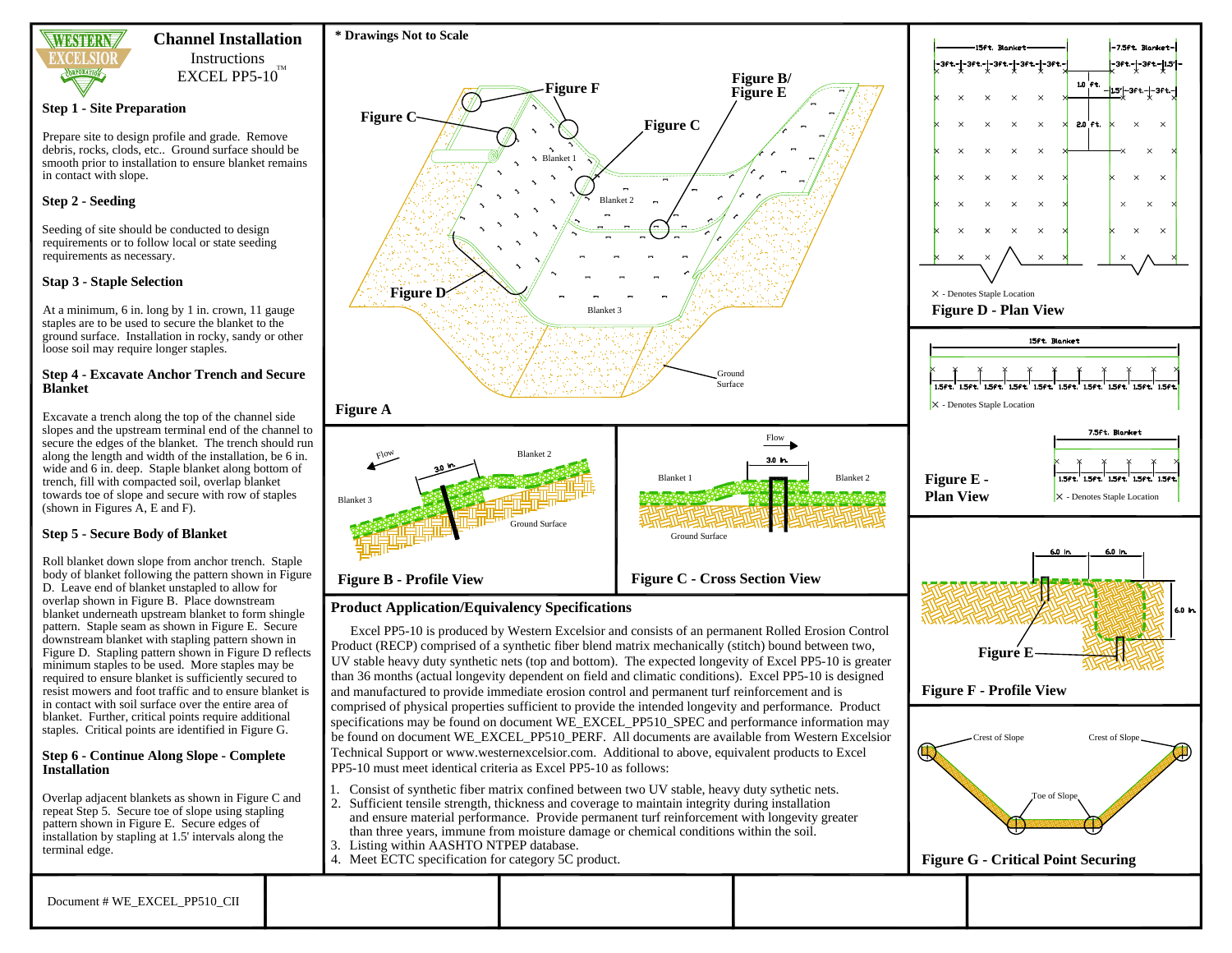# Channel Installation Instructions EXCEL PP5-10™

### Step 1 - Site Preparation

Prepare site to design profile and grade. Remove debris, rocks, clods, etc.. Ground surface should be smooth prior to installation to ensure blanket remains in contact with slope.

### Step 2 - Seeding

Seeding of site should be conducted to design requirements or to follow local or state seeding requirements as necessary.

### Stap 3 - Staple Selection

At a minimum, 6 in. long by 1 in. crown, 11 gauge staples are to be used to secure the blanket to the ground surface. Installation in rocky, sandy or other loose soil may require longer staples.

### Step 4 - Excavate Anchor Trench and Secure Blanket

Excavate a trench along the top of the channel side slopes and the upstream terminal end of the channel to secure the edges of the blanket. The trench should run along the length and width of the installation, be 6 in. wide and 6 in. deep. Staple blanket along bottom of trench, fill with compacted soil, overlap blanket towards toe of slope and secure with row of staples (shown in Figures A, E and F).

### Step 5 - Secure Body of Blanket

Roll blanket down slope from anchor trench. Staple body of blanket following the pattern shown in Figure D. Leave end of blanket unstapled to allow for overlap shown in Figure B. Place downstream blanket underneath upstream blanket to form shingle pattern. Staple seam as shown in Figure E. Secure downstream blanket with stapling pattern shown in Figure D. Stapling pattern shown in Figure D reflects minimum staples to be used. More staples may be required to ensure blanket is sufficiently secured to resist mowers and foot traffic and to ensure blanket is in contact with soil surface over the entire area of blanket. Further, critical points require additional staples. Critical points are identified in Figure G.

### Step 6 - Continue Along Slope - Complete Installation

Overlap adjacent blankets as shown in Figure C and repeat Step 5. Secure toe of slope using stapling pattern shown in Figure E. Secure edges of installation by stapling at 1.5' intervals along the terminal edge.

\* Drawings Not to Scale

Figure A

Figure B - Profile View

Figure C - Cross Section View

Figure D - Plan View

Figure E - Plan View

Figure F - Profile View

Figure G - Critical Point Securing

### Product Application/Equivalency Specifications

Excel PP5-10 is produced by Western Excelsior and consists of an permanent Rolled Erosion Control Product (RECP) comprised of a synthetic fiber blend matrix mechanically (stitch) bound between two, UV stable heavy duty synthetic nets (top and bottom). The expected longevity of Excel PP5-10 is greater than 36 months (actual longevity dependent on field and climatic conditions). Excel PP5-10 is designed and manufactured to provide immediate erosion control and permanent turf reinforcement and is comprised of physical properties sufficient to provide the intended longevity and performance. Product specifications may be found on document WE_EXCEL_PP510_SPEC and performance information may be found on document WE_EXCEL_PP510_PERF. All documents are available from Western Excelsior Technical Support or www.westernexcelsior.com. Additional to above, equivalent products to Excel PP5-10 must meet identical criteria as Excel PP5-10 as follows:

1. Consist of synthetic fiber matrix confined between two UV stable, heavy duty sythetic nets.
2. Sufficient tensile strength, thickness and coverage to maintain integrity during installation and ensure material performance. Provide permanent turf reinforcement with longevity greater than three years, immune from moisture damage or chemical conditions within the soil.
3. Listing within AASHTO NTPEP database.
4. Meet ECTC specification for category 5C product.

Document # WE_EXCEL_PP510_CII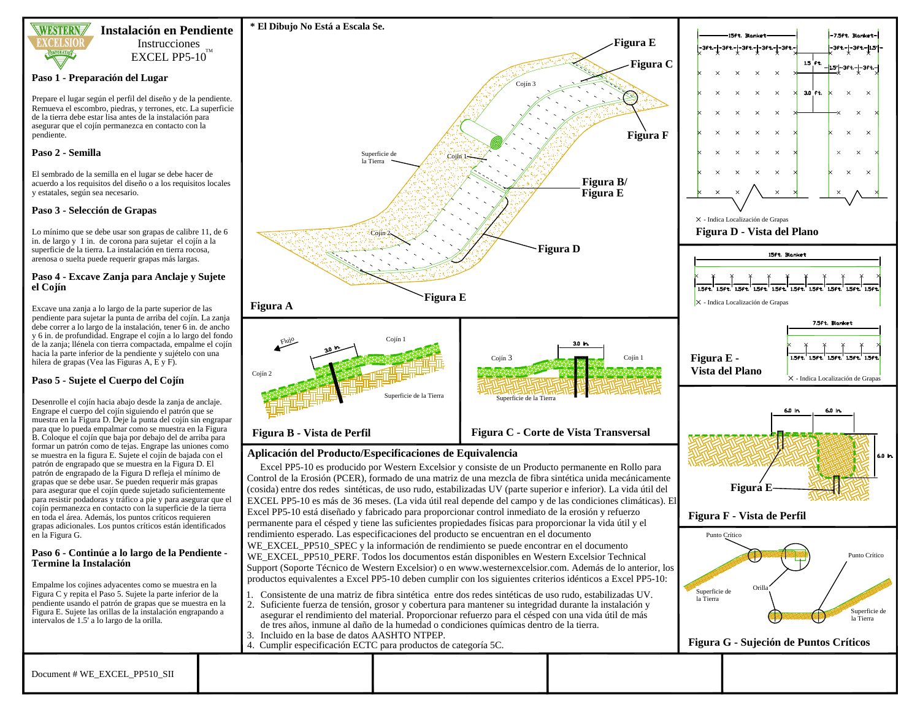# Instalación en Pendiente

Instrucciones
EXCEL PP5-10™

## Paso 1 - Preparación del Lugar

Prepare el lugar según el perfil del diseño y de la pendiente. Remueva el escombro, piedras, y terrones, etc. La superficie de la tierra debe estar lisa antes de la instalación para asegurar que el cojín permanezca en contacto con la pendiente.

## Paso 2 - Semilla

El sembrado de la semilla en el lugar se debe hacer de acuerdo a los requisitos del diseño o a los requisitos locales y estatales, según sea necesario.

## Paso 3 - Selección de Grapas

Lo mínimo que se debe usar son grapas de calibre 11, de 6 in. de largo y 1 in. de corona para sujetar el cojín a la superficie de la tierra. La instalación en tierra rocosa, arenosa o suelta puede requerir grapas más largas.

## Paso 4 - Excave Zanja para Anclaje y Sujete el Cojín

Excave una zanja a lo largo de la parte superior de las pendiente para sujetar la punta de arriba del cojín. La zanja debe correr a lo largo de la instalación, tener 6 in. de ancho y 6 in. de profundidad. Engrape el cojín a lo largo del fondo de la zanja; llénela con tierra compactada, empalme el cojín hacia la parte inferior de la pendiente y sujételo con una hilera de grapas (Vea las Figuras A, E y F).

## Paso 5 - Sujete el Cuerpo del Cojín

Desenrolle el cojín hacia abajo desde la zanja de anclaje. Engrape el cuerpo del cojín siguiendo el patrón que se muestra en la Figura D. Deje la punta del cojín sin engrapar para que lo pueda empalmar como se muestra en la Figura B. Coloque el cojín que baja por debajo del de arriba para formar un patrón como de tejas. Engrape las uniones como se muestra en la figura E. Sujete el cojín de bajada con el patrón de engrapado que se muestra en la Figura D. El patrón de engrapado de la Figura D refleja el mínimo de grapas que se debe usar. Se pueden requerir más grapas para asegurar que el cojín quede sujetado suficientemente para resistir podadoras y tráfico a pie y para asegurar que el cojín permanezca en contacto con la superficie de la tierra en toda el área. Además, los puntos críticos requieren grapas adicionales. Los puntos críticos están identificados en la Figura G.

## Paso 6 - Continúe a lo largo de la Pendiente - Termine la Instalación

Empalme los cojines adyacentes como se muestra en la Figura C y repita el Paso 5. Sujete la parte inferior de la pendiente usando el patrón de grapas que se muestra en la Figura E. Sujete las orillas de la instalación engrapando a intervalos de 1.5' a lo largo de la orilla.

**\* El Dibujo No Está a Escala Se.**

Figura E, Figura C, Figura F, Cojín 3, Superficie de la Tierra, Cojín 1, Figura B/ Figura E, Cojín 2, Figura D, Figura E

**Figura A**

Flujo, 3.0 in., Cojín 1, Cojín 2, Superficie de la Tierra

**Figura B - Vista de Perfil**

3.0 in., Cojín 3, Cojín 1, Superficie de la Tierra

**Figura C - Corte de Vista Transversal**

15ft. Blanket, 3ft., 7.5ft. Blanket, 1.5 ft., 3.0 ft., 1.5'

✕ - Indica Localización de Grapas

**Figura D - Vista del Plano**

15ft. Blanket, 1.5ft.

✕ - Indica Localización de Grapas

7.5ft. Blanket, 1.5ft.

✕ - Indica Localización de Grapas

**Figura E - Vista del Plano**

6.0 in., 6.0 in., 6.0 in., Figura E

**Figura F - Vista de Perfil**

Punto Crítico, Punto Crítico, Superficie de la Tierra, Orilla, Superficie de la Tierra

**Figura G - Sujeción de Puntos Críticos**

## Aplicación del Producto/Especificaciones de Equivalencia

Excel PP5-10 es producido por Western Excelsior y consiste de un Producto permanente en Rollo para Control de la Erosión (PCER), formado de una matriz de una mezcla de fibra sintética unida mecánicamente (cosida) entre dos redes sintéticas, de uso rudo, estabilizadas UV (parte superior e inferior). La vida útil del EXCEL PP5-10 es más de 36 meses. (La vida útil real depende del campo y de las condiciones climáticas). El Excel PP5-10 está diseñado y fabricado para proporcionar control inmediato de la erosión y refuerzo permanente para el césped y tiene las suficientes propiedades físicas para proporcionar la vida útil y el rendimiento esperado. Las especificaciones del producto se encuentran en el documento WE_EXCEL_PP510_SPEC y la información de rendimiento se puede encontrar en el documento WE_EXCEL_PP510_PERF. Todos los documentos están disponibles en Western Excelsior Technical Support (Soporte Técnico de Western Excelsior) o en www.westernexcelsior.com. Además de lo anterior, los productos equivalentes a Excel PP5-10 deben cumplir con los siguientes criterios idénticos a Excel PP5-10:

1. Consistente de una matriz de fibra sintética entre dos redes sintéticas de uso rudo, estabilizadas UV.
2. Suficiente fuerza de tensión, grosor y cobertura para mantener su integridad durante la instalación y asegurar el rendimiento del material. Proporcionar refuerzo para el césped con una vida útil de más de tres años, inmune al daño de la humedad o condiciones químicas dentro de la tierra.
3. Incluido en la base de datos AASHTO NTPEP.
4. Cumplir especificación ECTC para productos de categoría 5C.

Document # WE_EXCEL_PP510_SII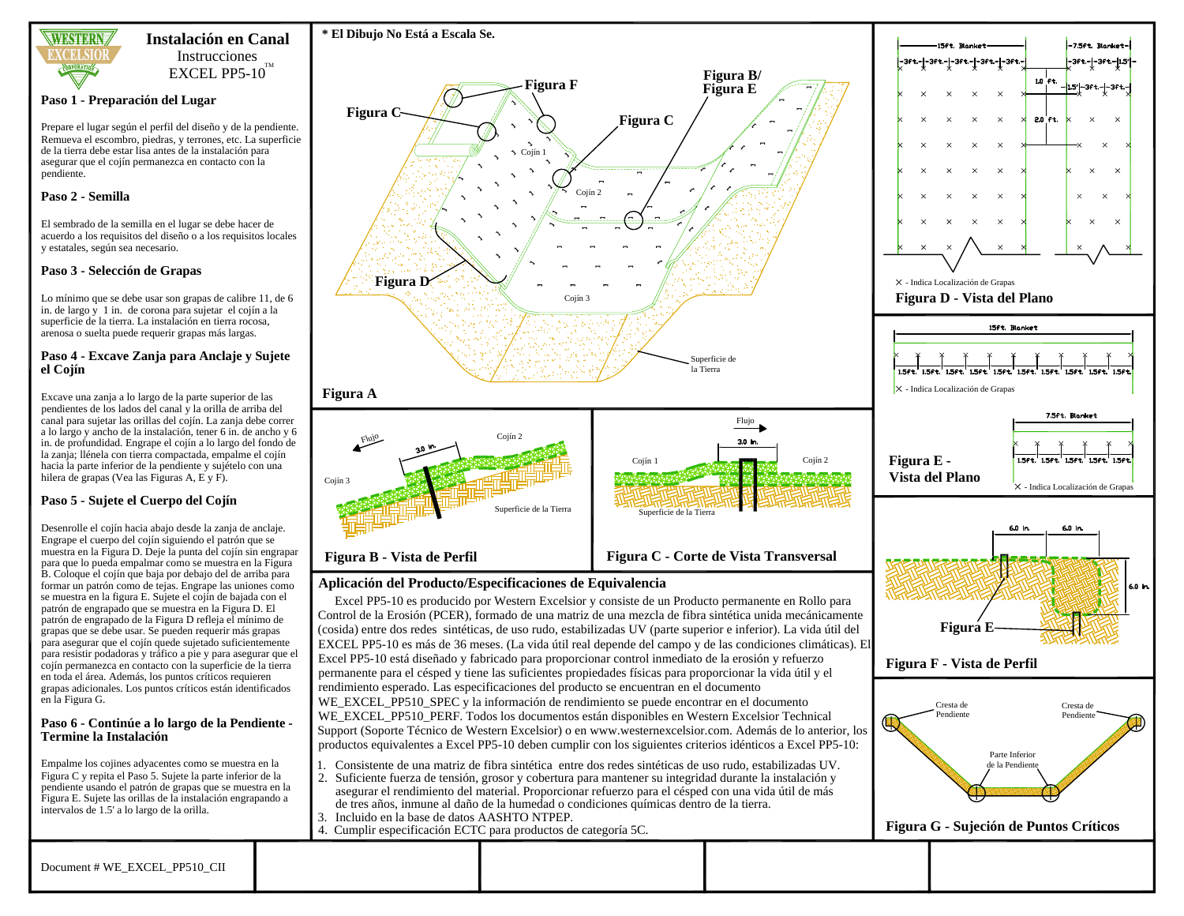# Instalación en Canal

Instrucciones

EXCEL PP5-10™

## Paso 1 - Preparación del Lugar

Prepare el lugar según el perfil del diseño y de la pendiente. Remueva el escombro, piedras, y terrones, etc. La superficie de la tierra debe estar lisa antes de la instalación para asegurar que el cojín permanezca en contacto con la pendiente.

## Paso 2 - Semilla

El sembrado de la semilla en el lugar se debe hacer de acuerdo a los requisitos del diseño o a los requisitos locales y estatales, según sea necesario.

## Paso 3 - Selección de Grapas

Lo mínimo que se debe usar son grapas de calibre 11, de 6 in. de largo y 1 in. de corona para sujetar el cojín a la superficie de la tierra. La instalación en tierra rocosa, arenosa o suelta puede requerir grapas más largas.

## Paso 4 - Excave Zanja para Anclaje y Sujete el Cojín

Excave una zanja a lo largo de la parte superior de las pendientes de los lados del canal y la orilla de arriba del canal para sujetar las orillas del cojín. La zanja debe correr a lo largo y ancho de la instalación, tener 6 in. de ancho y 6 in. de profundidad. Engrape el cojín a lo largo del fondo de la zanja; llénela con tierra compactada, empalme el cojín hacia la parte inferior de la pendiente y sujételo con una hilera de grapas (Vea las Figuras A, E y F).

## Paso 5 - Sujete el Cuerpo del Cojín

Desenrolle el cojín hacia abajo desde la zanja de anclaje. Engrape el cuerpo del cojín siguiendo el patrón que se muestra en la Figura D. Deje la punta del cojín sin engrapar para que lo pueda empalmar como se muestra en la Figura B. Coloque el cojín que baja por debajo del de arriba para formar un patrón como de tejas. Engrape las uniones como se muestra en la figura E. Sujete el cojín de bajada con el patrón de engrapado que se muestra en la Figura D. El patrón de engrapado de la Figura D refleja el mínimo de grapas que se debe usar. Se pueden requerir más grapas para asegurar que el cojín quede sujetado suficientemente para resistir podadoras y tráfico a pie y para asegurar que el cojín permanezca en contacto con la superficie de la tierra en toda el área. Además, los puntos críticos requieren grapas adicionales. Los puntos críticos están identificados en la Figura G.

## Paso 6 - Continúe a lo largo de la Pendiente - Termine la Instalación

Empalme los cojines adyacentes como se muestra en la Figura C y repita el Paso 5. Sujete la parte inferior de la pendiente usando el patrón de grapas que se muestra en la Figura E. Sujete las orillas de la instalación engrapando a intervalos de 1.5' a lo largo de la orilla.

\* El Dibujo No Está a Escala Se.

Figura F
Figura C
Figura B/ Figura E
Figura C
Cojín 1
Cojín 2
Figura D
Cojín 3
Superficie de la Tierra

Figura A

Flujo
3.0 in.
Cojín 2
Cojín 3
Superficie de la Tierra

Figura B - Vista de Perfil

Flujo
3.0 in.
Cojín 1
Cojín 2
Superficie de la Tierra

Figura C - Corte de Vista Transversal

15ft. Blanket
7.5ft. Blanket
3ft. 3ft. 3ft. 3ft. 3ft.
3ft. 3ft. 1.5'
1.0 ft.
1.5' 3ft. 3ft.
2.0 ft.
× - Indica Localización de Grapas

Figura D - Vista del Plano

15ft. Blanket
1.5ft. 1.5ft. 1.5ft. 1.5ft. 1.5ft. 1.5ft. 1.5ft. 1.5ft. 1.5ft. 1.5ft.
× - Indica Localización de Grapas
7.5ft. Blanket
1.5ft. 1.5ft. 1.5ft. 1.5ft. 1.5ft.
× - Indica Localización de Grapas

Figura E - Vista del Plano

6.0 in.
6.0 in.
6.0 in.
Figura E

Figura F - Vista de Perfil

Cresta de Pendiente
Cresta de Pendiente
Parte Inferior de la Pendiente

Figura G - Sujeción de Puntos Críticos

## Aplicación del Producto/Especificaciones de Equivalencia

Excel PP5-10 es producido por Western Excelsior y consiste de un Producto permanente en Rollo para Control de la Erosión (PCER), formado de una matriz de una mezcla de fibra sintética unida mecánicamente (cosida) entre dos redes sintéticas, de uso rudo, estabilizadas UV (parte superior e inferior). La vida útil del EXCEL PP5-10 es más de 36 meses. (La vida útil real depende del campo y de las condiciones climáticas). El Excel PP5-10 está diseñado y fabricado para proporcionar control inmediato de la erosión y refuerzo permanente para el césped y tiene las suficientes propiedades físicas para proporcionar la vida útil y el rendimiento esperado. Las especificaciones del producto se encuentran en el documento WE_EXCEL_PP510_SPEC y la información de rendimiento se puede encontrar en el documento WE_EXCEL_PP510_PERF. Todos los documentos están disponibles en Western Excelsior Technical Support (Soporte Técnico de Western Excelsior) o en www.westernexcelsior.com. Además de lo anterior, los productos equivalentes a Excel PP5-10 deben cumplir con los siguientes criterios idénticos a Excel PP5-10:

1. Consistente de una matriz de fibra sintética entre dos redes sintéticas de uso rudo, estabilizadas UV.
2. Suficiente fuerza de tensión, grosor y cobertura para mantener su integridad durante la instalación y asegurar el rendimiento del material. Proporcionar refuerzo para el césped con una vida útil de más de tres años, inmune al daño de la humedad o condiciones químicas dentro de la tierra.
3. Incluido en la base de datos AASHTO NTPEP.
4. Cumplir especificación ECTC para productos de categoría 5C.

Document # WE_EXCEL_PP510_CII